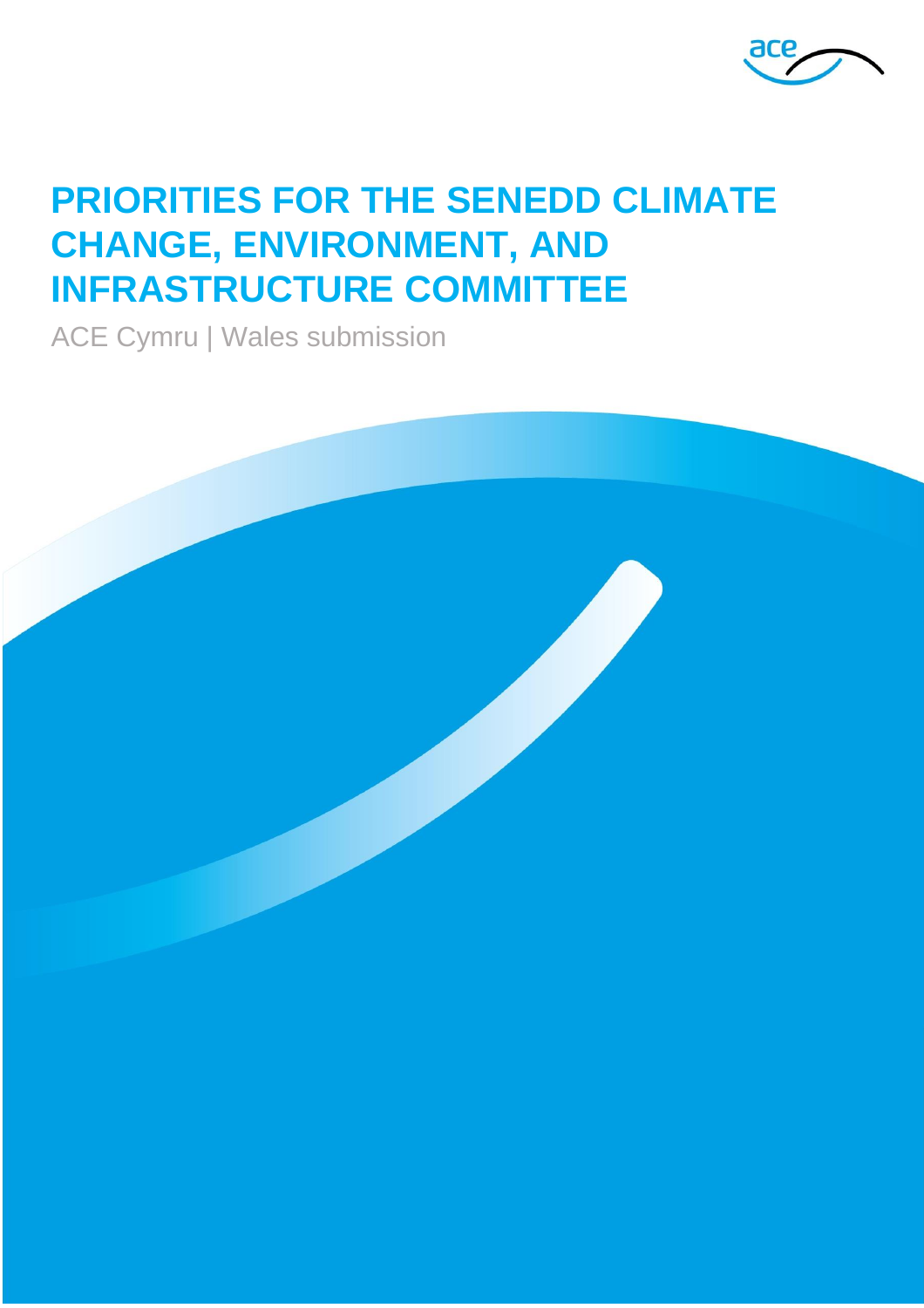# PRIORITIES FOR THE SENEDD CLIMATE CHANGE, ENVIRONMENT, AND INFRASTRUCTURE COMMITTEE

ACE Cymru | Wales submission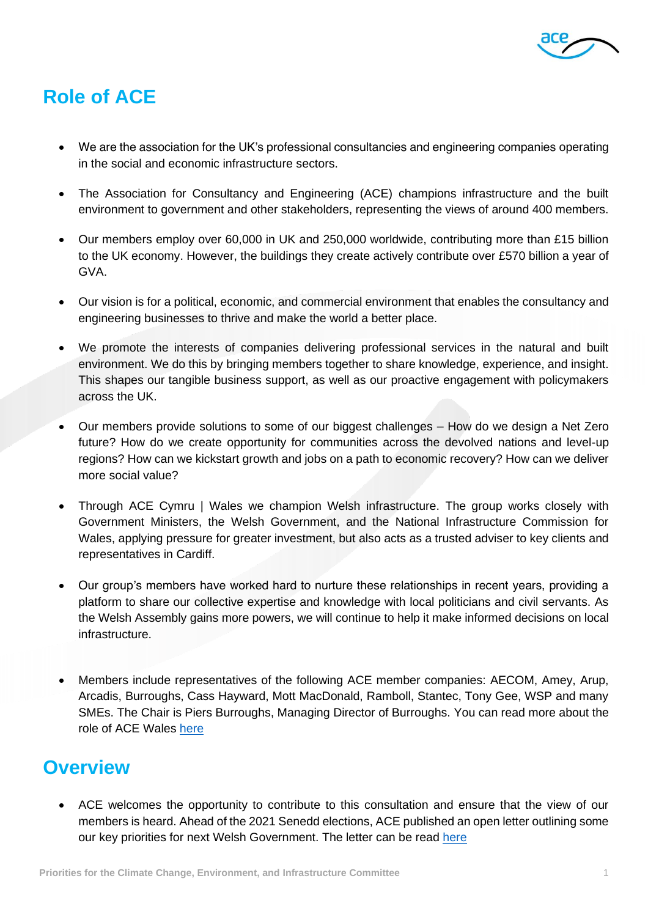## Role of ACE

- We are the association for the UK's professional consultancies and engineering companies operating in the social and economic infrastructure sectors.

- The Association for Consultancy and Engineering (ACE) champions infrastructure and the built environment to government and other stakeholders, representing the views of around 400 members.

- Our members employ over 60,000 in UK and 250,000 worldwide, contributing more than £15 billion to the UK economy. However, the buildings they create actively contribute over £570 billion a year of GVA.

- Our vision is for a political, economic, and commercial environment that enables the consultancy and engineering businesses to thrive and make the world a better place.

- We promote the interests of companies delivering professional services in the natural and built environment. We do this by bringing members together to share knowledge, experience, and insight. This shapes our tangible business support, as well as our proactive engagement with policymakers across the UK.

- Our members provide solutions to some of our biggest challenges – How do we design a Net Zero future? How do we create opportunity for communities across the devolved nations and level-up regions? How can we kickstart growth and jobs on a path to economic recovery? How can we deliver more social value?

- Through ACE Cymru | Wales we champion Welsh infrastructure. The group works closely with Government Ministers, the Welsh Government, and the National Infrastructure Commission for Wales, applying pressure for greater investment, but also acts as a trusted adviser to key clients and representatives in Cardiff.

- Our group's members have worked hard to nurture these relationships in recent years, providing a platform to share our collective expertise and knowledge with local politicians and civil servants. As the Welsh Assembly gains more powers, we will continue to help it make informed decisions on local infrastructure.

- Members include representatives of the following ACE member companies: AECOM, Amey, Arup, Arcadis, Burroughs, Cass Hayward, Mott MacDonald, Ramboll, Stantec, Tony Gee, WSP and many SMEs. The Chair is Piers Burroughs, Managing Director of Burroughs. You can read more about the role of ACE Wales here

## Overview

- ACE welcomes the opportunity to contribute to this consultation and ensure that the view of our members is heard. Ahead of the 2021 Senedd elections, ACE published an open letter outlining some our key priorities for next Welsh Government. The letter can be read here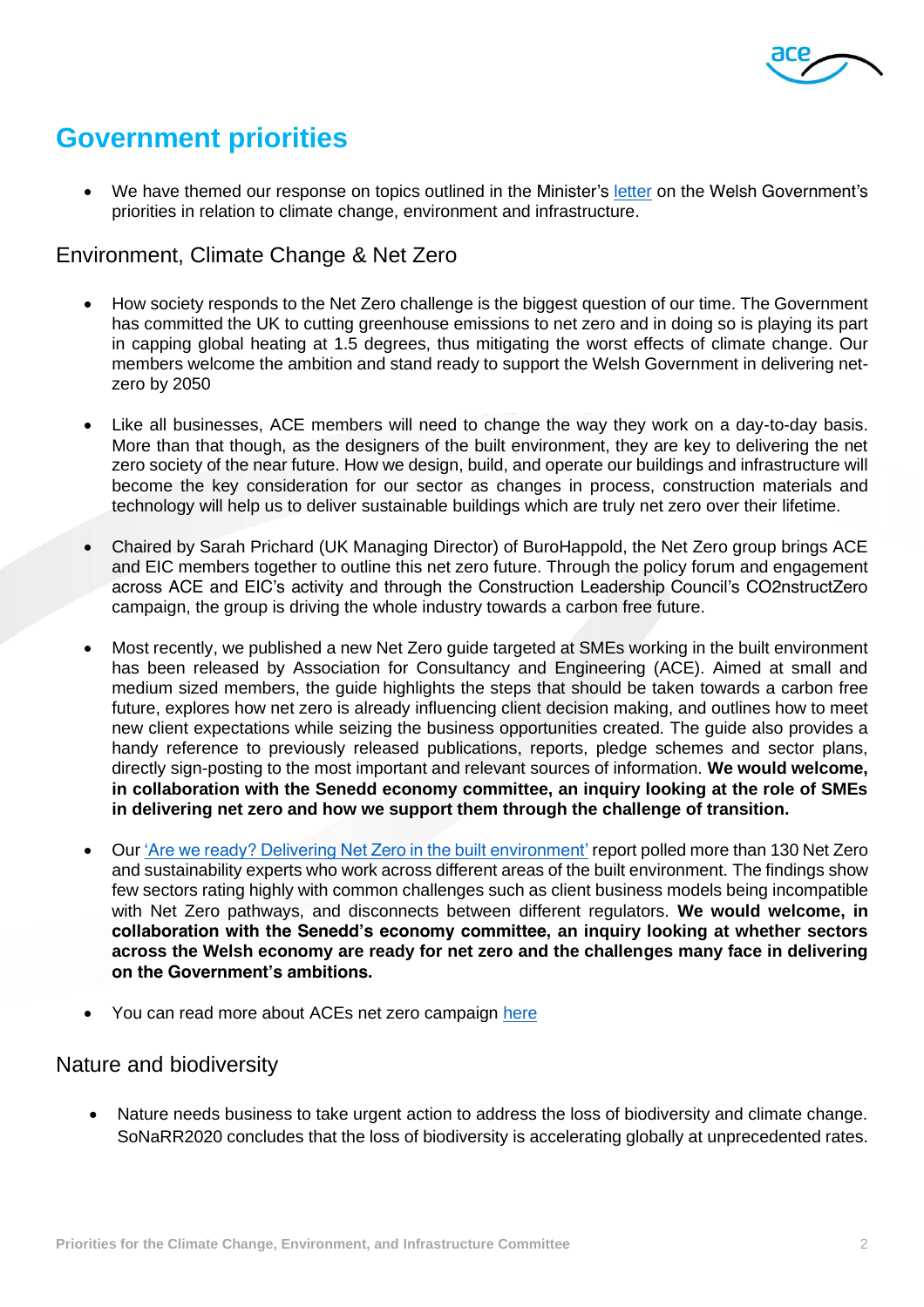# Government priorities

- We have themed our response on topics outlined in the Minister's letter on the Welsh Government's priorities in relation to climate change, environment and infrastructure.

## Environment, Climate Change & Net Zero

- How society responds to the Net Zero challenge is the biggest question of our time. The Government has committed the UK to cutting greenhouse emissions to net zero and in doing so is playing its part in capping global heating at 1.5 degrees, thus mitigating the worst effects of climate change. Our members welcome the ambition and stand ready to support the Welsh Government in delivering net-zero by 2050

- Like all businesses, ACE members will need to change the way they work on a day-to-day basis. More than that though, as the designers of the built environment, they are key to delivering the net zero society of the near future. How we design, build, and operate our buildings and infrastructure will become the key consideration for our sector as changes in process, construction materials and technology will help us to deliver sustainable buildings which are truly net zero over their lifetime.

- Chaired by Sarah Prichard (UK Managing Director) of BuroHappold, the Net Zero group brings ACE and EIC members together to outline this net zero future. Through the policy forum and engagement across ACE and EIC's activity and through the Construction Leadership Council's CO2nstructZero campaign, the group is driving the whole industry towards a carbon free future.

- Most recently, we published a new Net Zero guide targeted at SMEs working in the built environment has been released by Association for Consultancy and Engineering (ACE). Aimed at small and medium sized members, the guide highlights the steps that should be taken towards a carbon free future, explores how net zero is already influencing client decision making, and outlines how to meet new client expectations while seizing the business opportunities created. The guide also provides a handy reference to previously released publications, reports, pledge schemes and sector plans, directly sign-posting to the most important and relevant sources of information. **We would welcome, in collaboration with the Senedd economy committee, an inquiry looking at the role of SMEs in delivering net zero and how we support them through the challenge of transition.**

- Our 'Are we ready? Delivering Net Zero in the built environment' report polled more than 130 Net Zero and sustainability experts who work across different areas of the built environment. The findings show few sectors rating highly with common challenges such as client business models being incompatible with Net Zero pathways, and disconnects between different regulators. **We would welcome, in collaboration with the Senedd's economy committee, an inquiry looking at whether sectors across the Welsh economy are ready for net zero and the challenges many face in delivering on the Government's ambitions.**

- You can read more about ACEs net zero campaign here

## Nature and biodiversity

- Nature needs business to take urgent action to address the loss of biodiversity and climate change. SoNaRR2020 concludes that the loss of biodiversity is accelerating globally at unprecedented rates.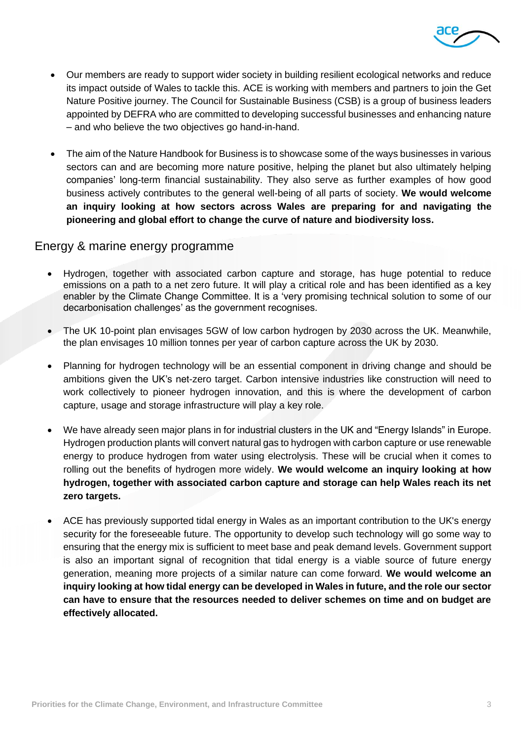- Our members are ready to support wider society in building resilient ecological networks and reduce its impact outside of Wales to tackle this. ACE is working with members and partners to join the Get Nature Positive journey. The Council for Sustainable Business (CSB) is a group of business leaders appointed by DEFRA who are committed to developing successful businesses and enhancing nature – and who believe the two objectives go hand-in-hand.

- The aim of the Nature Handbook for Business is to showcase some of the ways businesses in various sectors can and are becoming more nature positive, helping the planet but also ultimately helping companies' long-term financial sustainability. They also serve as further examples of how good business actively contributes to the general well-being of all parts of society. **We would welcome an inquiry looking at how sectors across Wales are preparing for and navigating the pioneering and global effort to change the curve of nature and biodiversity loss.**

## Energy & marine energy programme

- Hydrogen, together with associated carbon capture and storage, has huge potential to reduce emissions on a path to a net zero future. It will play a critical role and has been identified as a key enabler by the Climate Change Committee. It is a 'very promising technical solution to some of our decarbonisation challenges' as the government recognises.

- The UK 10-point plan envisages 5GW of low carbon hydrogen by 2030 across the UK. Meanwhile, the plan envisages 10 million tonnes per year of carbon capture across the UK by 2030.

- Planning for hydrogen technology will be an essential component in driving change and should be ambitions given the UK's net-zero target. Carbon intensive industries like construction will need to work collectively to pioneer hydrogen innovation, and this is where the development of carbon capture, usage and storage infrastructure will play a key role.

- We have already seen major plans in for industrial clusters in the UK and "Energy Islands" in Europe. Hydrogen production plants will convert natural gas to hydrogen with carbon capture or use renewable energy to produce hydrogen from water using electrolysis. These will be crucial when it comes to rolling out the benefits of hydrogen more widely. **We would welcome an inquiry looking at how hydrogen, together with associated carbon capture and storage can help Wales reach its net zero targets.**

- ACE has previously supported tidal energy in Wales as an important contribution to the UK's energy security for the foreseeable future. The opportunity to develop such technology will go some way to ensuring that the energy mix is sufficient to meet base and peak demand levels. Government support is also an important signal of recognition that tidal energy is a viable source of future energy generation, meaning more projects of a similar nature can come forward. **We would welcome an inquiry looking at how tidal energy can be developed in Wales in future, and the role our sector can have to ensure that the resources needed to deliver schemes on time and on budget are effectively allocated.**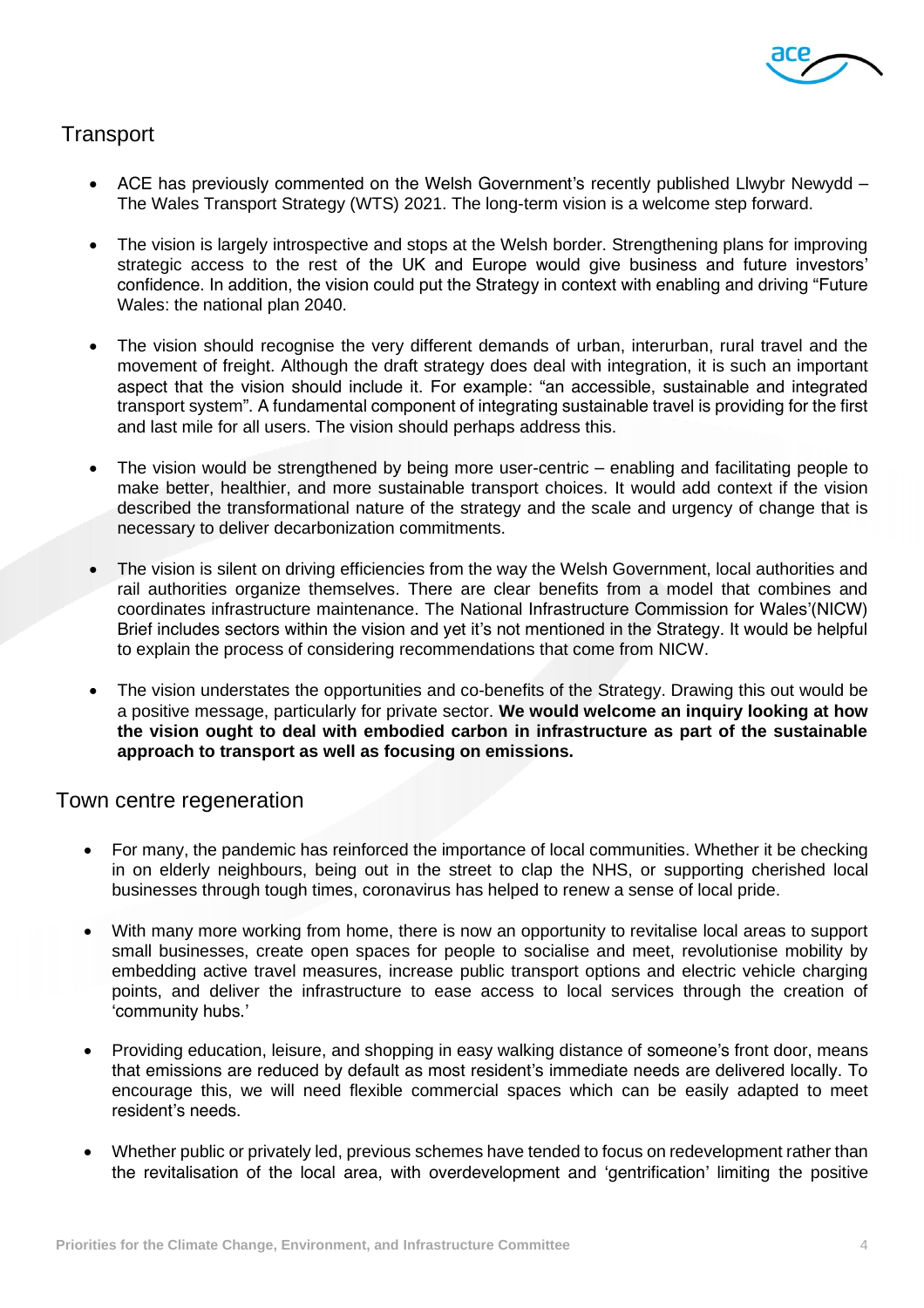## Transport

- ACE has previously commented on the Welsh Government's recently published Llwybr Newydd – The Wales Transport Strategy (WTS) 2021. The long-term vision is a welcome step forward.

- The vision is largely introspective and stops at the Welsh border. Strengthening plans for improving strategic access to the rest of the UK and Europe would give business and future investors' confidence. In addition, the vision could put the Strategy in context with enabling and driving "Future Wales: the national plan 2040.

- The vision should recognise the very different demands of urban, interurban, rural travel and the movement of freight. Although the draft strategy does deal with integration, it is such an important aspect that the vision should include it. For example: "an accessible, sustainable and integrated transport system". A fundamental component of integrating sustainable travel is providing for the first and last mile for all users. The vision should perhaps address this.

- The vision would be strengthened by being more user-centric – enabling and facilitating people to make better, healthier, and more sustainable transport choices. It would add context if the vision described the transformational nature of the strategy and the scale and urgency of change that is necessary to deliver decarbonization commitments.

- The vision is silent on driving efficiencies from the way the Welsh Government, local authorities and rail authorities organize themselves. There are clear benefits from a model that combines and coordinates infrastructure maintenance. The National Infrastructure Commission for Wales'(NICW) Brief includes sectors within the vision and yet it's not mentioned in the Strategy. It would be helpful to explain the process of considering recommendations that come from NICW.

- The vision understates the opportunities and co-benefits of the Strategy. Drawing this out would be a positive message, particularly for private sector. **We would welcome an inquiry looking at how the vision ought to deal with embodied carbon in infrastructure as part of the sustainable approach to transport as well as focusing on emissions.**

## Town centre regeneration

- For many, the pandemic has reinforced the importance of local communities. Whether it be checking in on elderly neighbours, being out in the street to clap the NHS, or supporting cherished local businesses through tough times, coronavirus has helped to renew a sense of local pride.

- With many more working from home, there is now an opportunity to revitalise local areas to support small businesses, create open spaces for people to socialise and meet, revolutionise mobility by embedding active travel measures, increase public transport options and electric vehicle charging points, and deliver the infrastructure to ease access to local services through the creation of 'community hubs.'

- Providing education, leisure, and shopping in easy walking distance of someone's front door, means that emissions are reduced by default as most resident's immediate needs are delivered locally. To encourage this, we will need flexible commercial spaces which can be easily adapted to meet resident's needs.

- Whether public or privately led, previous schemes have tended to focus on redevelopment rather than the revitalisation of the local area, with overdevelopment and 'gentrification' limiting the positive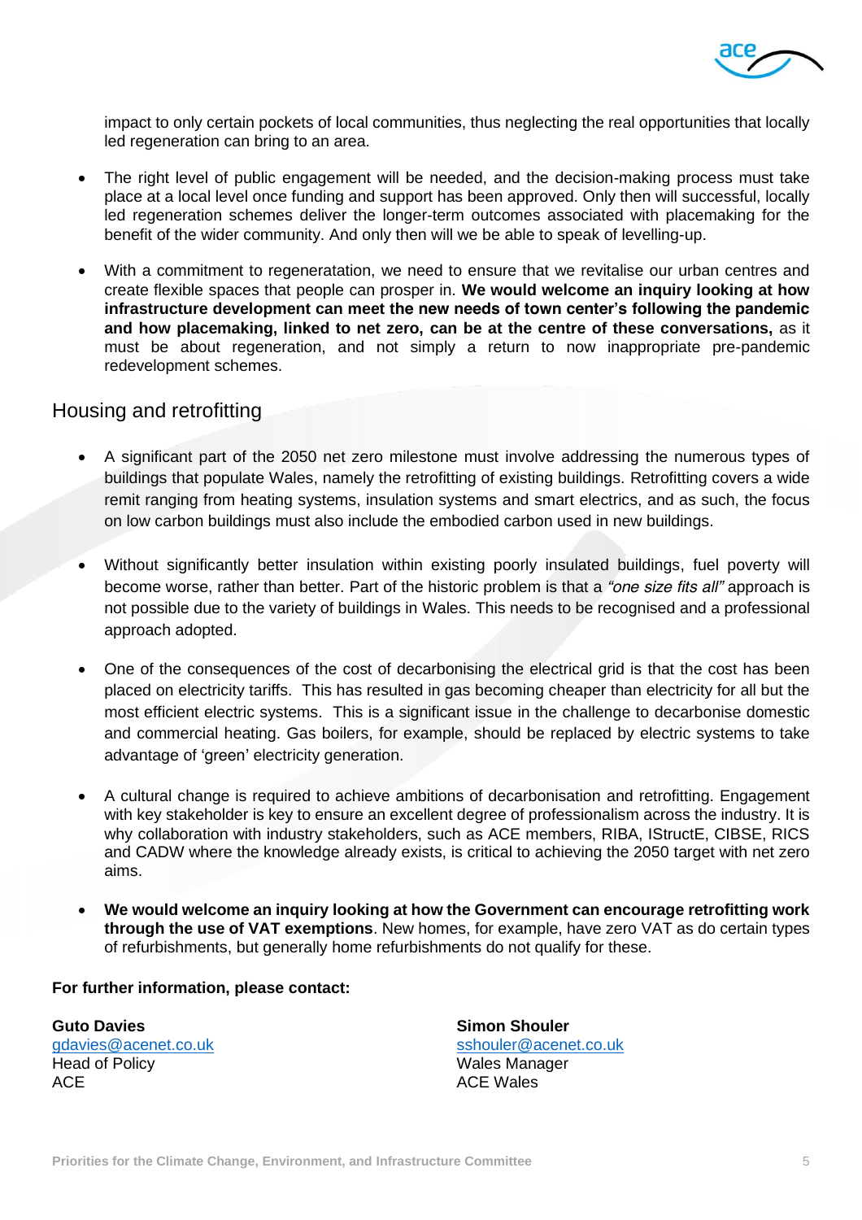impact to only certain pockets of local communities, thus neglecting the real opportunities that locally led regeneration can bring to an area.

- The right level of public engagement will be needed, and the decision-making process must take place at a local level once funding and support has been approved. Only then will successful, locally led regeneration schemes deliver the longer-term outcomes associated with placemaking for the benefit of the wider community. And only then will we be able to speak of levelling-up.

- With a commitment to regeneratation, we need to ensure that we revitalise our urban centres and create flexible spaces that people can prosper in. **We would welcome an inquiry looking at how infrastructure development can meet the new needs of town center's following the pandemic and how placemaking, linked to net zero, can be at the centre of these conversations,** as it must be about regeneration, and not simply a return to now inappropriate pre-pandemic redevelopment schemes.

## Housing and retrofitting

- A significant part of the 2050 net zero milestone must involve addressing the numerous types of buildings that populate Wales, namely the retrofitting of existing buildings. Retrofitting covers a wide remit ranging from heating systems, insulation systems and smart electrics, and as such, the focus on low carbon buildings must also include the embodied carbon used in new buildings.

- Without significantly better insulation within existing poorly insulated buildings, fuel poverty will become worse, rather than better. Part of the historic problem is that a *"one size fits all"* approach is not possible due to the variety of buildings in Wales. This needs to be recognised and a professional approach adopted.

- One of the consequences of the cost of decarbonising the electrical grid is that the cost has been placed on electricity tariffs. This has resulted in gas becoming cheaper than electricity for all but the most efficient electric systems. This is a significant issue in the challenge to decarbonise domestic and commercial heating. Gas boilers, for example, should be replaced by electric systems to take advantage of 'green' electricity generation.

- A cultural change is required to achieve ambitions of decarbonisation and retrofitting. Engagement with key stakeholder is key to ensure an excellent degree of professionalism across the industry. It is why collaboration with industry stakeholders, such as ACE members, RIBA, IStructE, CIBSE, RICS and CADW where the knowledge already exists, is critical to achieving the 2050 target with net zero aims.

- **We would welcome an inquiry looking at how the Government can encourage retrofitting work through the use of VAT exemptions**. New homes, for example, have zero VAT as do certain types of refurbishments, but generally home refurbishments do not qualify for these.

**For further information, please contact:**

**Guto Davies**
gdavies@acenet.co.uk
Head of Policy
ACE

**Simon Shouler**
sshouler@acenet.co.uk
Wales Manager
ACE Wales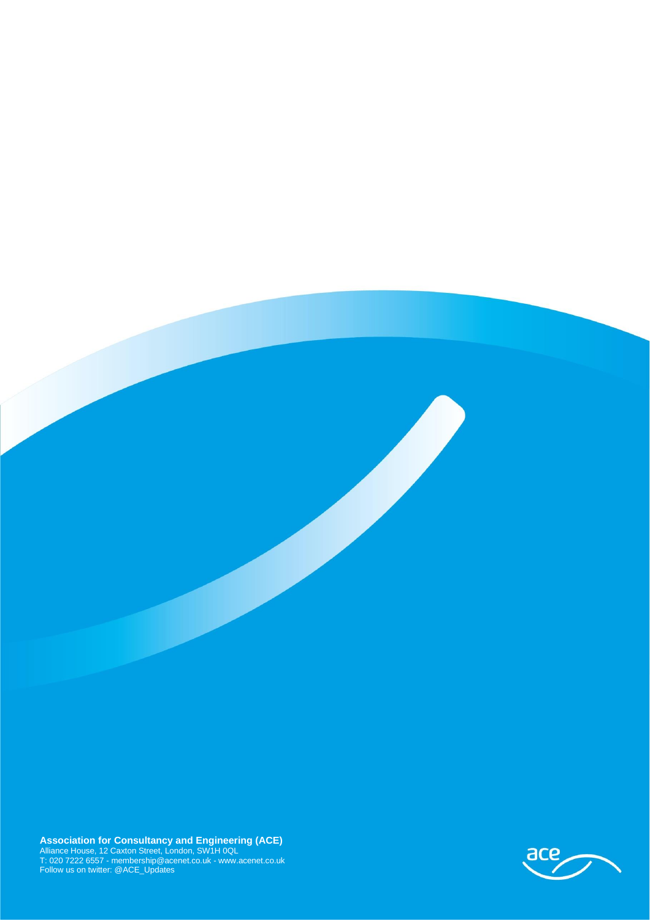**Association for Consultancy and Engineering (ACE)**
Alliance House, 12 Caxton Street, London, SW1H 0QL
T: 020 7222 6557 - membership@acenet.co.uk - www.acenet.co.uk
Follow us on twitter: @ACE_Updates